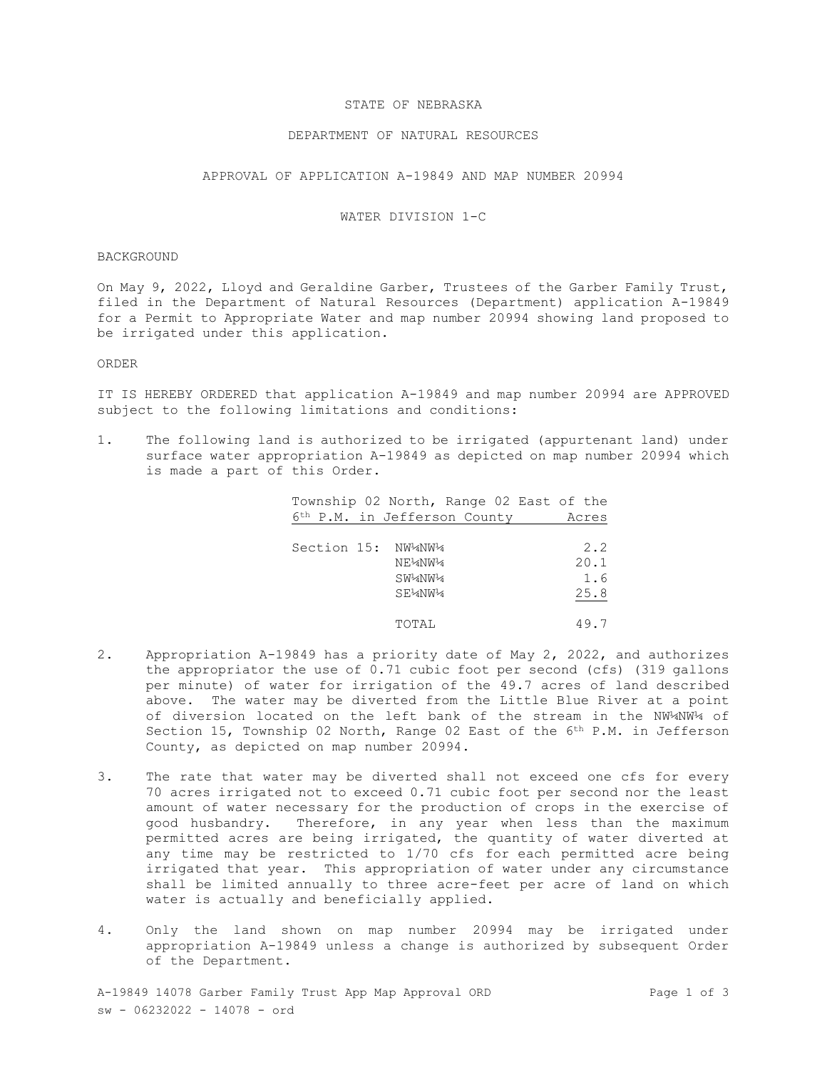STATE OF NEBRASKA

DEPARTMENT OF NATURAL RESOURCES

APPROVAL OF APPLICATION A-19849 AND MAP NUMBER 20994

WATER DIVISION 1-C

BACKGROUND

On May 9, 2022, Lloyd and Geraldine Garber, Trustees of the Garber Family Trust, filed in the Department of Natural Resources (Department) application A-19849 for a Permit to Appropriate Water and map number 20994 showing land proposed to be irrigated under this application.

ORDER

IT IS HEREBY ORDERED that application A-19849 and map number 20994 are APPROVED subject to the following limitations and conditions:

1. The following land is authorized to be irrigated (appurtenant land) under surface water appropriation A-19849 as depicted on map number 20994 which is made a part of this Order.

| Township 02 North, Range 02 East of the 6th P.M. in Jefferson County | | Acres |
|---|---|---|
| Section 15: | NW¼NW¼ | 2.2 |
| | NE¼NW¼ | 20.1 |
| | SW¼NW¼ | 1.6 |
| | SE¼NW¼ | 25.8 |
| | TOTAL | 49.7 |

2. Appropriation A-19849 has a priority date of May 2, 2022, and authorizes the appropriator the use of 0.71 cubic foot per second (cfs) (319 gallons per minute) of water for irrigation of the 49.7 acres of land described above. The water may be diverted from the Little Blue River at a point of diversion located on the left bank of the stream in the NW¼NW¼ of Section 15, Township 02 North, Range 02 East of the 6th P.M. in Jefferson County, as depicted on map number 20994.

3. The rate that water may be diverted shall not exceed one cfs for every 70 acres irrigated not to exceed 0.71 cubic foot per second nor the least amount of water necessary for the production of crops in the exercise of good husbandry. Therefore, in any year when less than the maximum permitted acres are being irrigated, the quantity of water diverted at any time may be restricted to 1/70 cfs for each permitted acre being irrigated that year. This appropriation of water under any circumstance shall be limited annually to three acre-feet per acre of land on which water is actually and beneficially applied.

4. Only the land shown on map number 20994 may be irrigated under appropriation A-19849 unless a change is authorized by subsequent Order of the Department.

A-19849 14078 Garber Family Trust App Map Approval ORD

sw - 06232022 - 14078 - ord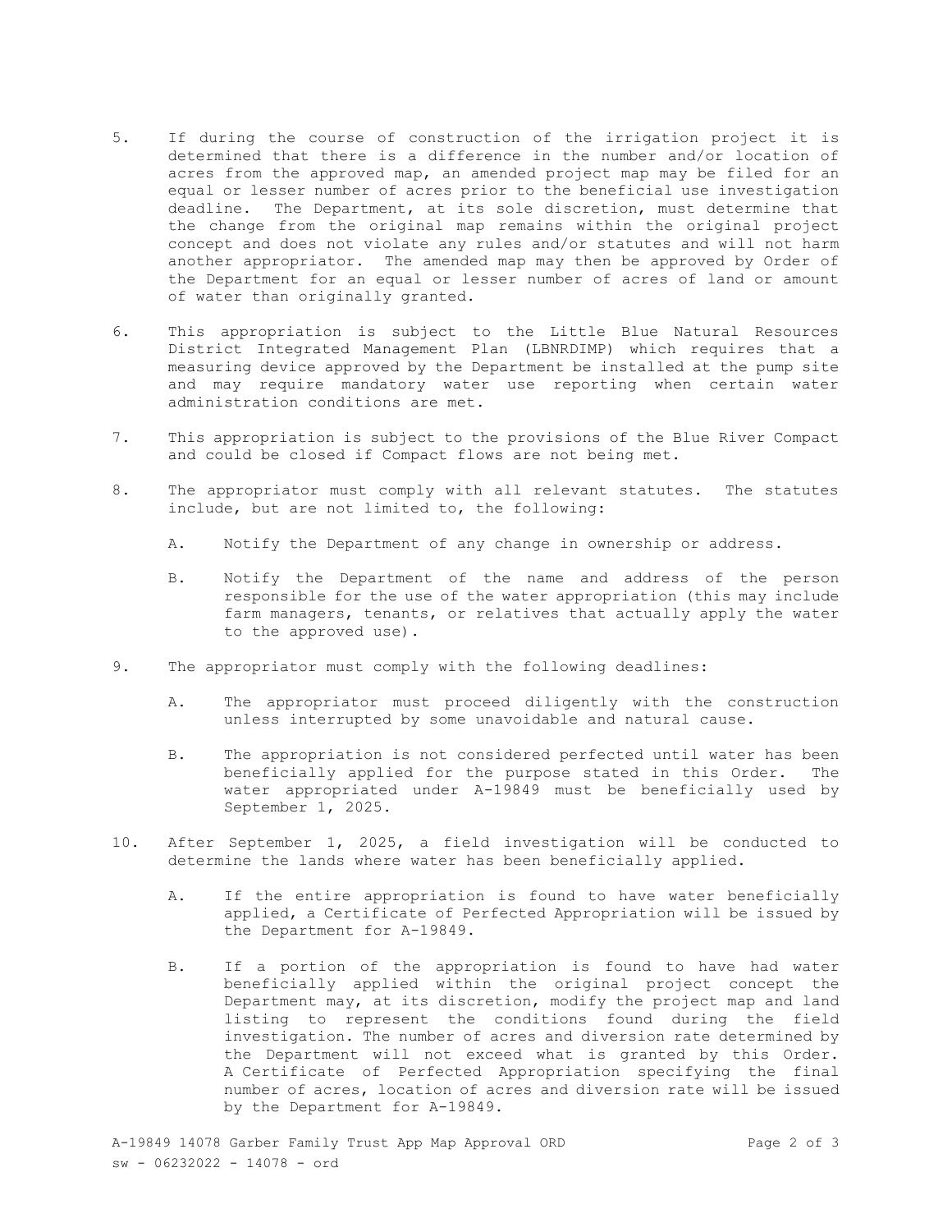5. If during the course of construction of the irrigation project it is determined that there is a difference in the number and/or location of acres from the approved map, an amended project map may be filed for an equal or lesser number of acres prior to the beneficial use investigation deadline. The Department, at its sole discretion, must determine that the change from the original map remains within the original project concept and does not violate any rules and/or statutes and will not harm another appropriator. The amended map may then be approved by Order of the Department for an equal or lesser number of acres of land or amount of water than originally granted.

6. This appropriation is subject to the Little Blue Natural Resources District Integrated Management Plan (LBNRDIMP) which requires that a measuring device approved by the Department be installed at the pump site and may require mandatory water use reporting when certain water administration conditions are met.

7. This appropriation is subject to the provisions of the Blue River Compact and could be closed if Compact flows are not being met.

8. The appropriator must comply with all relevant statutes. The statutes include, but are not limited to, the following:

   A. Notify the Department of any change in ownership or address.

   B. Notify the Department of the name and address of the person responsible for the use of the water appropriation (this may include farm managers, tenants, or relatives that actually apply the water to the approved use).

9. The appropriator must comply with the following deadlines:

   A. The appropriator must proceed diligently with the construction unless interrupted by some unavoidable and natural cause.

   B. The appropriation is not considered perfected until water has been beneficially applied for the purpose stated in this Order. The water appropriated under A-19849 must be beneficially used by September 1, 2025.

10. After September 1, 2025, a field investigation will be conducted to determine the lands where water has been beneficially applied.

    A. If the entire appropriation is found to have water beneficially applied, a Certificate of Perfected Appropriation will be issued by the Department for A-19849.

    B. If a portion of the appropriation is found to have had water beneficially applied within the original project concept the Department may, at its discretion, modify the project map and land listing to represent the conditions found during the field investigation. The number of acres and diversion rate determined by the Department will not exceed what is granted by this Order. A Certificate of Perfected Appropriation specifying the final number of acres, location of acres and diversion rate will be issued by the Department for A-19849.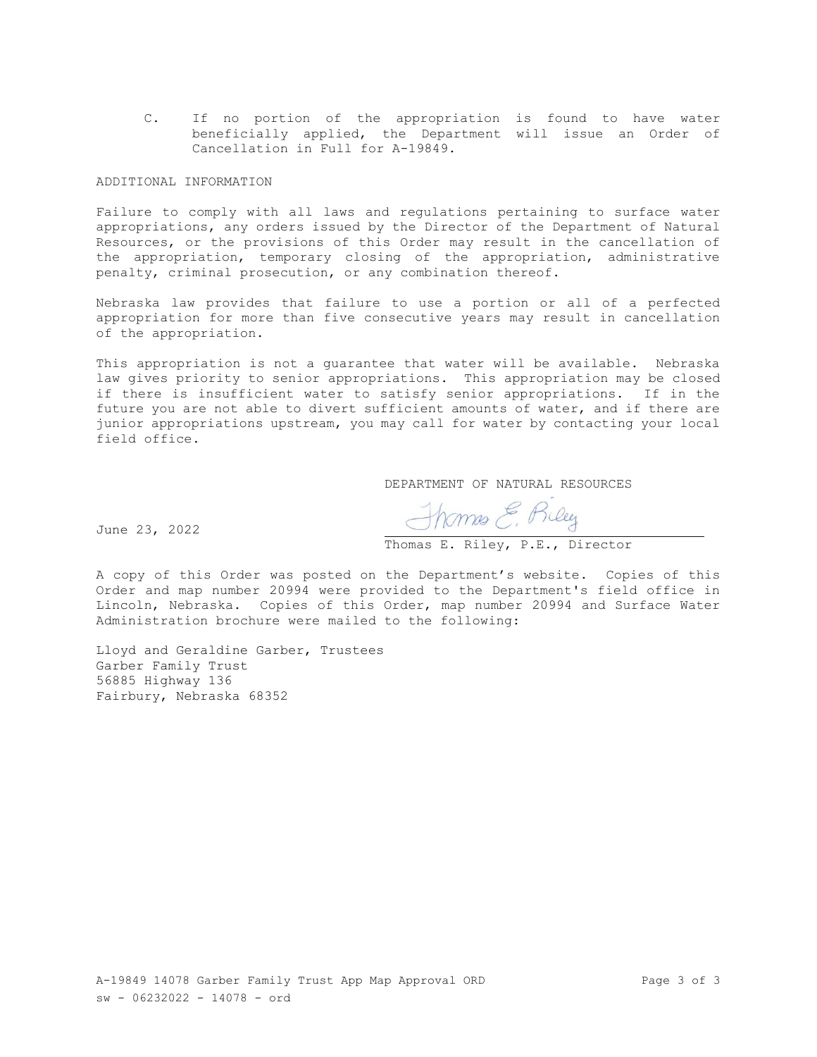C. If no portion of the appropriation is found to have water beneficially applied, the Department will issue an Order of Cancellation in Full for A-19849.

ADDITIONAL INFORMATION

Failure to comply with all laws and regulations pertaining to surface water appropriations, any orders issued by the Director of the Department of Natural Resources, or the provisions of this Order may result in the cancellation of the appropriation, temporary closing of the appropriation, administrative penalty, criminal prosecution, or any combination thereof.

Nebraska law provides that failure to use a portion or all of a perfected appropriation for more than five consecutive years may result in cancellation of the appropriation.

This appropriation is not a guarantee that water will be available. Nebraska law gives priority to senior appropriations. This appropriation may be closed if there is insufficient water to satisfy senior appropriations. If in the future you are not able to divert sufficient amounts of water, and if there are junior appropriations upstream, you may call for water by contacting your local field office.

DEPARTMENT OF NATURAL RESOURCES

June 23, 2022

Thomas E. Riley

Thomas E. Riley, P.E., Director

A copy of this Order was posted on the Department's website. Copies of this Order and map number 20994 were provided to the Department's field office in Lincoln, Nebraska. Copies of this Order, map number 20994 and Surface Water Administration brochure were mailed to the following:

Lloyd and Geraldine Garber, Trustees
Garber Family Trust
56885 Highway 136
Fairbury, Nebraska 68352

A-19849 14078 Garber Family Trust App Map Approval ORD
sw - 06232022 - 14078 - ord